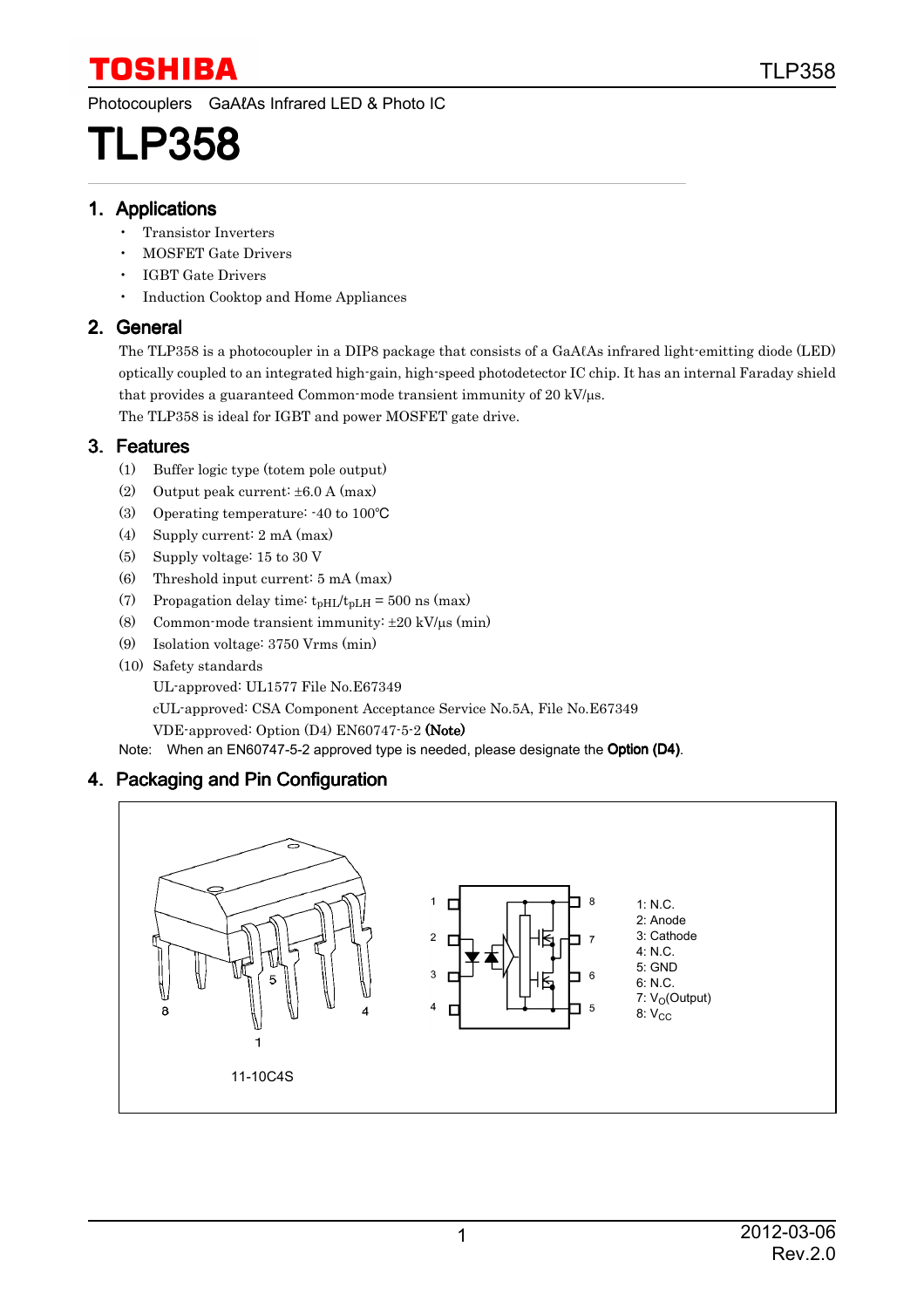TOSHIBA

Photocouplers GaAℓAs Infrared LED & Photo IC

# TLP358

## 1. Applications

- Transistor Inverters
- MOSFET Gate Drivers
- IGBT Gate Drivers
- Induction Cooktop and Home Appliances

## 2. General

The TLP358 is a photocoupler in a DIP8 package that consists of a GaAℓAs infrared light-emitting diode (LED) optically coupled to an integrated high-gain, high-speed photodetector IC chip. It has an internal Faraday shield that provides a guaranteed Common-mode transient immunity of 20 kV/μs.
The TLP358 is ideal for IGBT and power MOSFET gate drive.

## 3. Features

(1) Buffer logic type (totem pole output)
(2) Output peak current: ±6.0 A (max)
(3) Operating temperature: -40 to 100℃
(4) Supply current: 2 mA (max)
(5) Supply voltage: 15 to 30 V
(6) Threshold input current: 5 mA (max)
(7) Propagation delay time: $t_{pHL}/t_{pLH}$ = 500 ns (max)
(8) Common-mode transient immunity: ±20 kV/μs (min)
(9) Isolation voltage: 3750 Vrms (min)
(10) Safety standards
UL-approved: UL1577 File No.E67349
cUL-approved: CSA Component Acceptance Service No.5A, File No.E67349
VDE-approved: Option (D4) EN60747-5-2 **(Note)**

Note: When an EN60747-5-2 approved type is needed, please designate the **Option (D4)**.

## 4. Packaging and Pin Configuration

11-10C4S

1: N.C.
2: Anode
3: Cathode
4: N.C.
5: GND
6: N.C.
7: $V_O$(Output)
8: $V_{CC}$

2012-03-06
Rev.2.0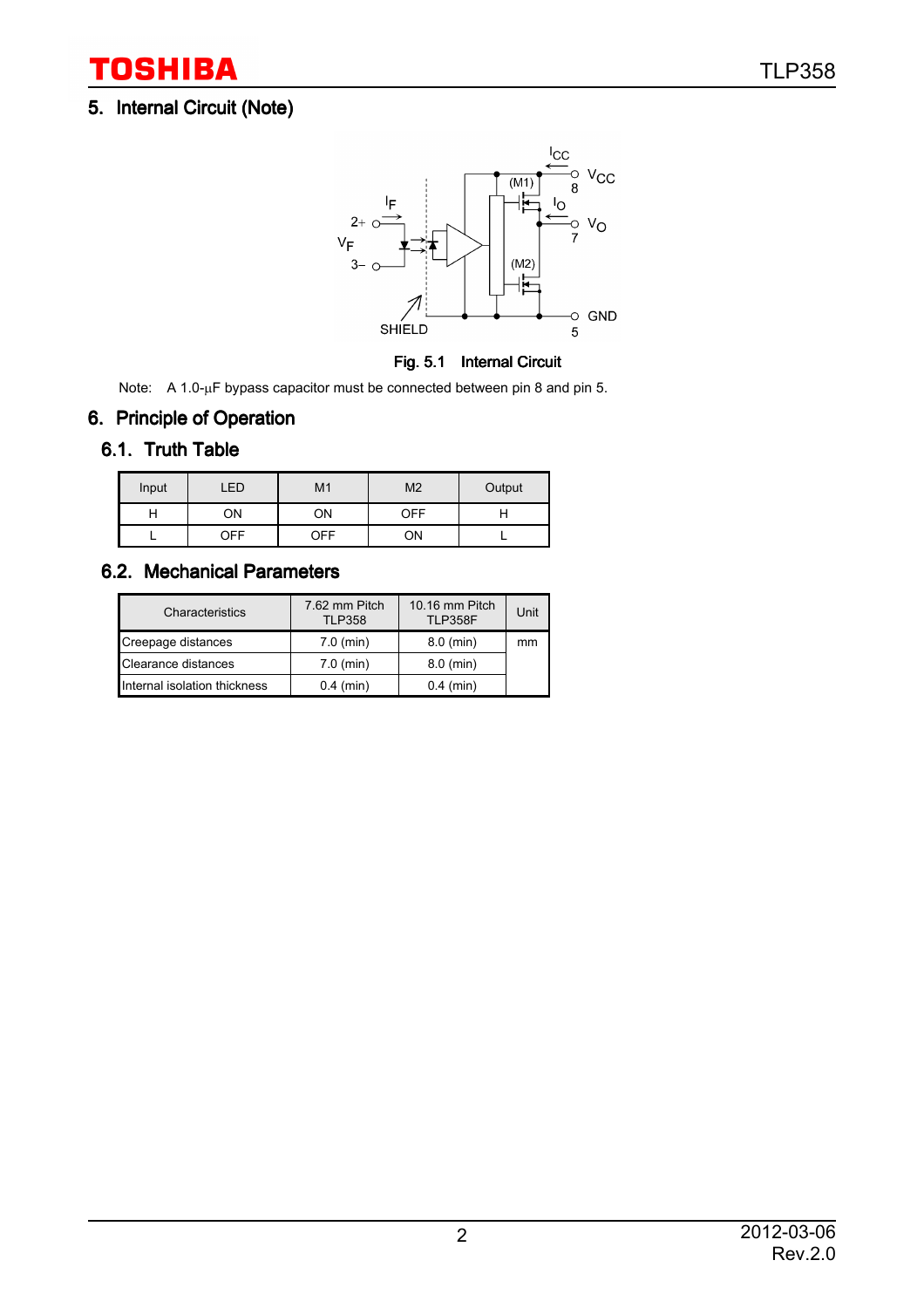## 5. Internal Circuit (Note)

Fig. 5.1 Internal Circuit

Note: A 1.0-μF bypass capacitor must be connected between pin 8 and pin 5.

## 6. Principle of Operation

### 6.1. Truth Table

| Input | LED | M1 | M2 | Output |
|---|---|---|---|---|
| H | ON | ON | OFF | H |
| L | OFF | OFF | ON | L |

### 6.2. Mechanical Parameters

| Characteristics | 7.62 mm Pitch TLP358 | 10.16 mm Pitch TLP358F | Unit |
|---|---|---|---|
| Creepage distances | 7.0 (min) | 8.0 (min) | mm |
| Clearance distances | 7.0 (min) | 8.0 (min) | |
| Internal isolation thickness | 0.4 (min) | 0.4 (min) | |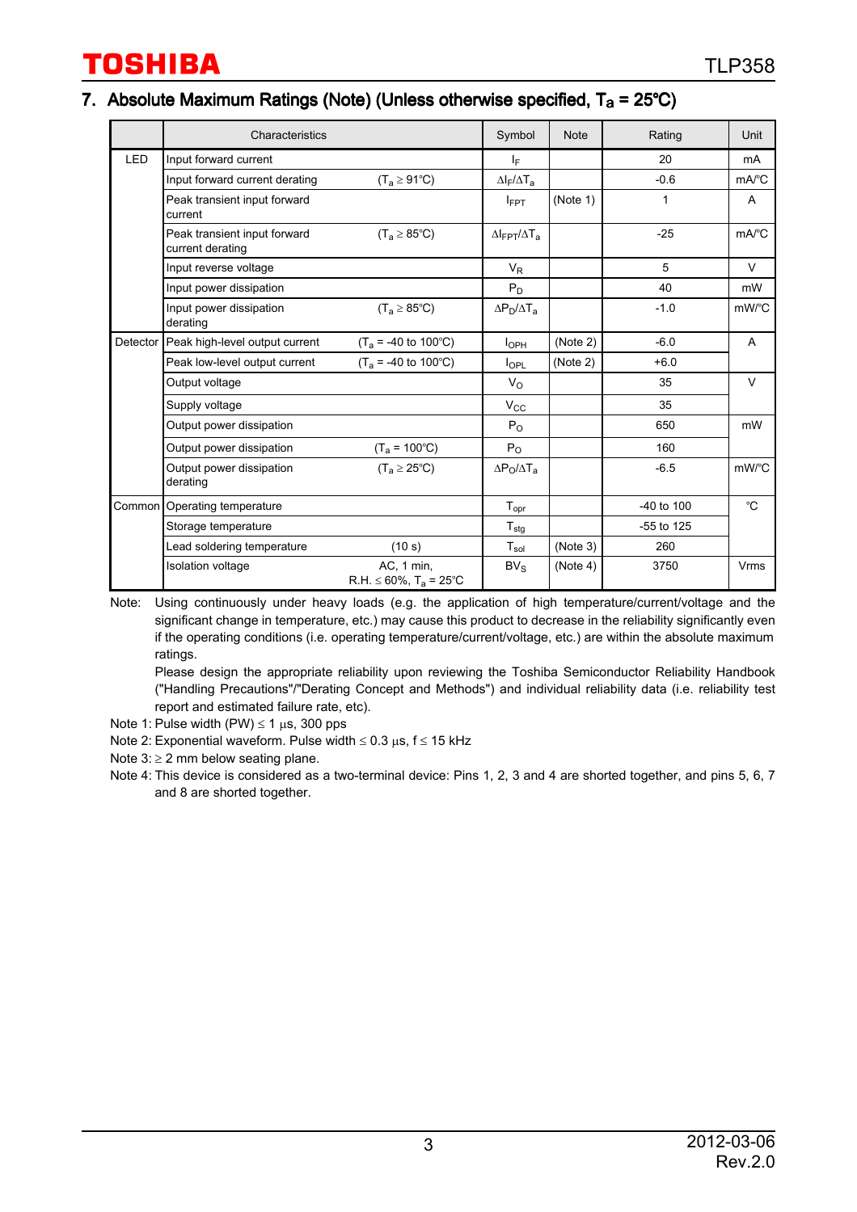## 7. Absolute Maximum Ratings (Note) (Unless otherwise specified, $T_a$ = 25°C)

| | Characteristics | | Symbol | Note | Rating | Unit |
|---|---|---|---|---|---|---|
| LED | Input forward current | | $I_F$ | | 20 | mA |
| | Input forward current derating | ($T_a \geq$ 91°C) | $\Delta I_F/\Delta T_a$ | | -0.6 | mA/°C |
| | Peak transient input forward current | | $I_{FPT}$ | (Note 1) | 1 | A |
| | Peak transient input forward current derating | ($T_a \geq$ 85°C) | $\Delta I_{FPT}/\Delta T_a$ | | -25 | mA/°C |
| | Input reverse voltage | | $V_R$ | | 5 | V |
| | Input power dissipation | | $P_D$ | | 40 | mW |
| | Input power dissipation derating | ($T_a \geq$ 85°C) | $\Delta P_D/\Delta T_a$ | | -1.0 | mW/°C |
| Detector | Peak high-level output current | ($T_a$ = -40 to 100°C) | $I_{OPH}$ | (Note 2) | -6.0 | A |
| | Peak low-level output current | ($T_a$ = -40 to 100°C) | $I_{OPL}$ | (Note 2) | +6.0 | |
| | Output voltage | | $V_O$ | | 35 | V |
| | Supply voltage | | $V_{CC}$ | | 35 | |
| | Output power dissipation | | $P_O$ | | 650 | mW |
| | Output power dissipation | ($T_a$ = 100°C) | $P_O$ | | 160 | |
| | Output power dissipation derating | ($T_a \geq$ 25°C) | $\Delta P_O/\Delta T_a$ | | -6.5 | mW/°C |
| Common | Operating temperature | | $T_{opr}$ | | -40 to 100 | °C |
| | Storage temperature | | $T_{stg}$ | | -55 to 125 | |
| | Lead soldering temperature | (10 s) | $T_{sol}$ | (Note 3) | 260 | |
| | Isolation voltage | AC, 1 min, R.H. ≤ 60%, $T_a$ = 25°C | $BV_S$ | (Note 4) | 3750 | Vrms |

Note: Using continuously under heavy loads (e.g. the application of high temperature/current/voltage and the significant change in temperature, etc.) may cause this product to decrease in the reliability significantly even if the operating conditions (i.e. operating temperature/current/voltage, etc.) are within the absolute maximum ratings.
Please design the appropriate reliability upon reviewing the Toshiba Semiconductor Reliability Handbook ("Handling Precautions"/"Derating Concept and Methods") and individual reliability data (i.e. reliability test report and estimated failure rate, etc).

Note 1: Pulse width (PW) ≤ 1 μs, 300 pps

Note 2: Exponential waveform. Pulse width ≤ 0.3 μs, f ≤ 15 kHz

Note 3: ≥ 2 mm below seating plane.

Note 4: This device is considered as a two-terminal device: Pins 1, 2, 3 and 4 are shorted together, and pins 5, 6, 7 and 8 are shorted together.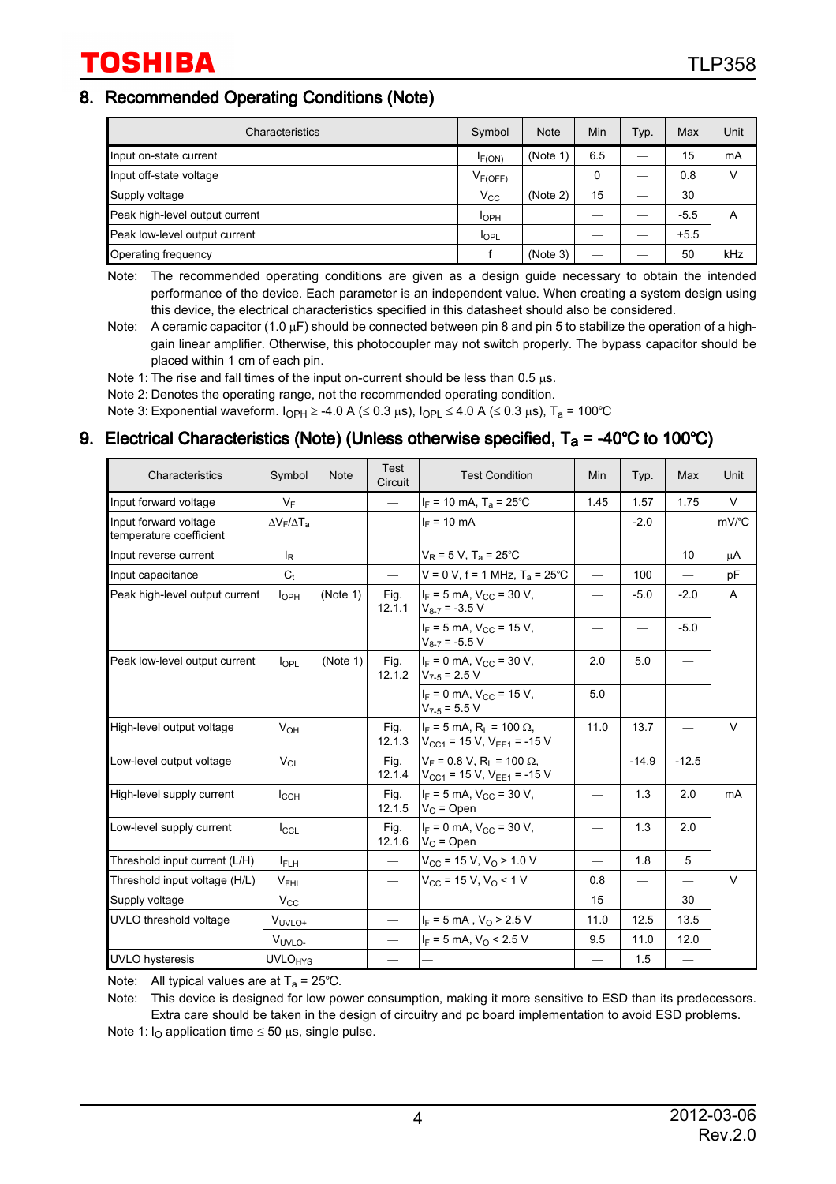## 8. Recommended Operating Conditions (Note)

| Characteristics | Symbol | Note | Min | Typ. | Max | Unit |
|---|---|---|---|---|---|---|
| Input on-state current | $I_{F(ON)}$ | (Note 1) | 6.5 | — | 15 | mA |
| Input off-state voltage | $V_{F(OFF)}$ | | 0 | — | 0.8 | V |
| Supply voltage | $V_{CC}$ | (Note 2) | 15 | — | 30 | |
| Peak high-level output current | $I_{OPH}$ | | — | — | -5.5 | A |
| Peak low-level output current | $I_{OPL}$ | | — | — | +5.5 | |
| Operating frequency | f | (Note 3) | — | — | 50 | kHz |

Note: The recommended operating conditions are given as a design guide necessary to obtain the intended performance of the device. Each parameter is an independent value. When creating a system design using this device, the electrical characteristics specified in this datasheet should also be considered.

Note: A ceramic capacitor (1.0 μF) should be connected between pin 8 and pin 5 to stabilize the operation of a high-gain linear amplifier. Otherwise, this photocoupler may not switch properly. The bypass capacitor should be placed within 1 cm of each pin.

Note 1: The rise and fall times of the input on-current should be less than 0.5 μs.

Note 2: Denotes the operating range, not the recommended operating condition.

Note 3: Exponential waveform. $I_{OPH} \geq$ -4.0 A ($\leq$ 0.3 μs), $I_{OPL} \leq$ 4.0 A ($\leq$ 0.3 μs), $T_a$ = 100°C

## 9. Electrical Characteristics (Note) (Unless otherwise specified, $T_a$ = -40°C to 100°C)

| Characteristics | Symbol | Note | Test Circuit | Test Condition | Min | Typ. | Max | Unit |
|---|---|---|---|---|---|---|---|---|
| Input forward voltage | $V_F$ | | — | $I_F$ = 10 mA, $T_a$ = 25°C | 1.45 | 1.57 | 1.75 | V |
| Input forward voltage temperature coefficient | $\Delta V_F/\Delta T_a$ | | — | $I_F$ = 10 mA | — | -2.0 | — | mV/°C |
| Input reverse current | $I_R$ | | — | $V_R$ = 5 V, $T_a$ = 25°C | — | — | 10 | μA |
| Input capacitance | $C_t$ | | — | V = 0 V, f = 1 MHz, $T_a$ = 25°C | — | 100 | — | pF |
| Peak high-level output current | $I_{OPH}$ | (Note 1) | Fig. 12.1.1 | $I_F$ = 5 mA, $V_{CC}$ = 30 V, $V_{8\text{-}7}$ = -3.5 V | — | -5.0 | -2.0 | A |
| | | | | $I_F$ = 5 mA, $V_{CC}$ = 15 V, $V_{8\text{-}7}$ = -5.5 V | — | — | -5.0 | |
| Peak low-level output current | $I_{OPL}$ | (Note 1) | Fig. 12.1.2 | $I_F$ = 0 mA, $V_{CC}$ = 30 V, $V_{7\text{-}5}$ = 2.5 V | 2.0 | 5.0 | — | |
| | | | | $I_F$ = 0 mA, $V_{CC}$ = 15 V, $V_{7\text{-}5}$ = 5.5 V | 5.0 | — | — | |
| High-level output voltage | $V_{OH}$ | | Fig. 12.1.3 | $I_F$ = 5 mA, $R_L$ = 100 Ω, $V_{CC1}$ = 15 V, $V_{EE1}$ = -15 V | 11.0 | 13.7 | — | V |
| Low-level output voltage | $V_{OL}$ | | Fig. 12.1.4 | $V_F$ = 0.8 V, $R_L$ = 100 Ω, $V_{CC1}$ = 15 V, $V_{EE1}$ = -15 V | — | -14.9 | -12.5 | |
| High-level supply current | $I_{CCH}$ | | Fig. 12.1.5 | $I_F$ = 5 mA, $V_{CC}$ = 30 V, $V_O$ = Open | — | 1.3 | 2.0 | mA |
| Low-level supply current | $I_{CCL}$ | | Fig. 12.1.6 | $I_F$ = 0 mA, $V_{CC}$ = 30 V, $V_O$ = Open | — | 1.3 | 2.0 | |
| Threshold input current (L/H) | $I_{FLH}$ | | — | $V_{CC}$ = 15 V, $V_O$ > 1.0 V | — | 1.8 | 5 | |
| Threshold input voltage (H/L) | $V_{FHL}$ | | — | $V_{CC}$ = 15 V, $V_O$ < 1 V | 0.8 | — | — | V |
| Supply voltage | $V_{CC}$ | | — | — | 15 | — | 30 | |
| UVLO threshold voltage | $V_{UVLO+}$ | | — | $I_F$ = 5 mA , $V_O$ > 2.5 V | 11.0 | 12.5 | 13.5 | |
| | $V_{UVLO-}$ | | — | $I_F$ = 5 mA, $V_O$ < 2.5 V | 9.5 | 11.0 | 12.0 | |
| UVLO hysteresis | $UVLO_{HYS}$ | | — | — | — | 1.5 | — | |

Note: All typical values are at $T_a$ = 25°C.

Note: This device is designed for low power consumption, making it more sensitive to ESD than its predecessors. Extra care should be taken in the design of circuitry and pc board implementation to avoid ESD problems.

Note 1: $I_O$ application time $\leq$ 50 μs, single pulse.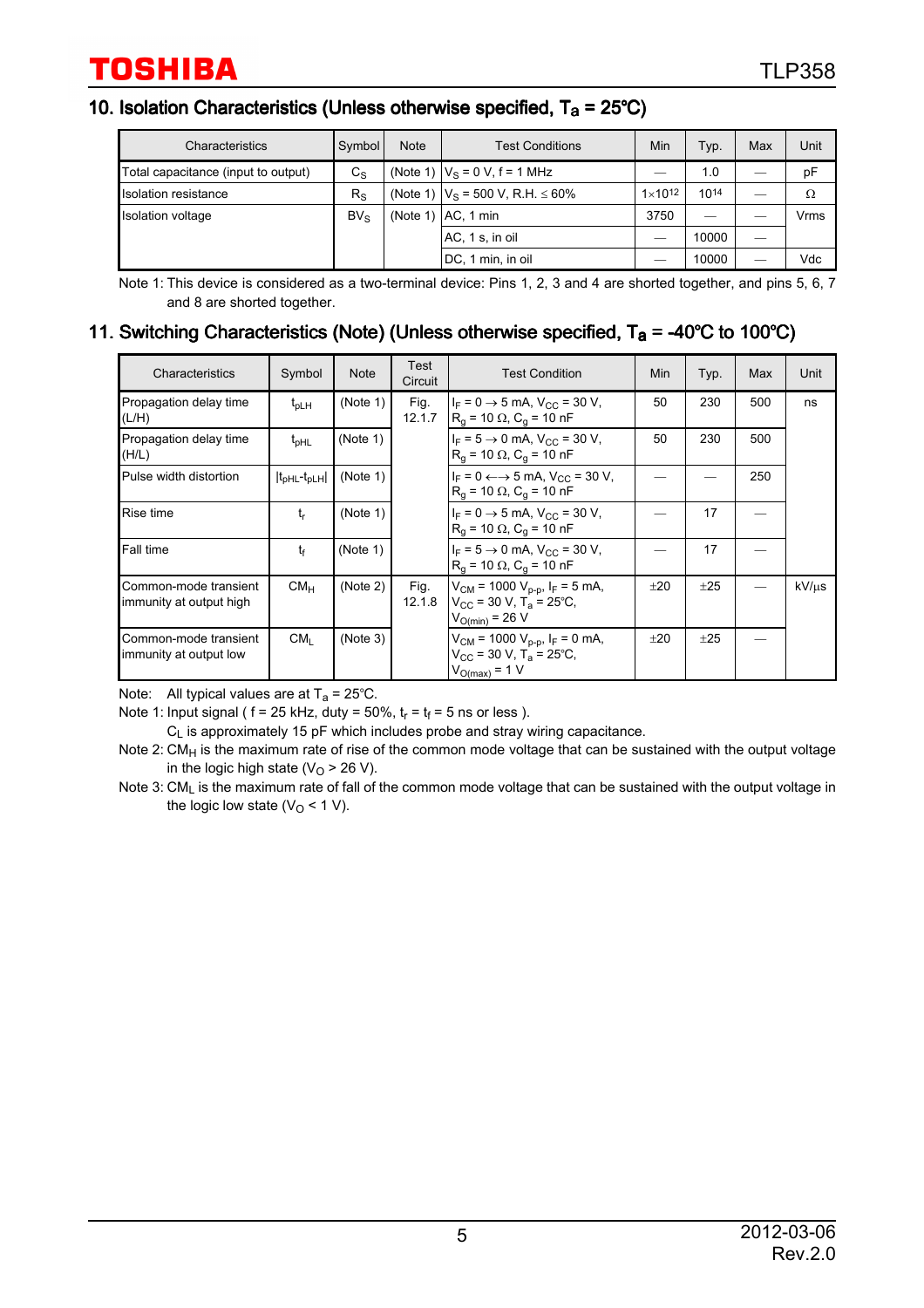## 10. Isolation Characteristics (Unless otherwise specified, $T_a$ = 25°C)

| Characteristics | Symbol | Note | Test Conditions | Min | Typ. | Max | Unit |
|---|---|---|---|---|---|---|---|
| Total capacitance (input to output) | $C_S$ | (Note 1) | $V_S$ = 0 V, f = 1 MHz | — | 1.0 | — | pF |
| Isolation resistance | $R_S$ | (Note 1) | $V_S$ = 500 V, R.H. ≤ 60% | $1\times10^{12}$ | $10^{14}$ | — | Ω |
| Isolation voltage | $BV_S$ | (Note 1) | AC, 1 min | 3750 | — | — | Vrms |
| | | | AC, 1 s, in oil | — | 10000 | — | |
| | | | DC, 1 min, in oil | — | 10000 | — | Vdc |

Note 1: This device is considered as a two-terminal device: Pins 1, 2, 3 and 4 are shorted together, and pins 5, 6, 7 and 8 are shorted together.

## 11. Switching Characteristics (Note) (Unless otherwise specified, $T_a$ = -40°C to 100°C)

| Characteristics | Symbol | Note | Test Circuit | Test Condition | Min | Typ. | Max | Unit |
|---|---|---|---|---|---|---|---|---|
| Propagation delay time (L/H) | $t_{pLH}$ | (Note 1) | Fig. 12.1.7 | $I_F$ = 0 → 5 mA, $V_{CC}$ = 30 V, $R_g$ = 10 Ω, $C_g$ = 10 nF | 50 | 230 | 500 | ns |
| Propagation delay time (H/L) | $t_{pHL}$ | (Note 1) | | $I_F$ = 5 → 0 mA, $V_{CC}$ = 30 V, $R_g$ = 10 Ω, $C_g$ = 10 nF | 50 | 230 | 500 | |
| Pulse width distortion | $\|t_{pHL}-t_{pLH}\|$ | (Note 1) | | $I_F$ = 0 ←→ 5 mA, $V_{CC}$ = 30 V, $R_g$ = 10 Ω, $C_g$ = 10 nF | — | — | 250 | |
| Rise time | $t_r$ | (Note 1) | | $I_F$ = 0 → 5 mA, $V_{CC}$ = 30 V, $R_g$ = 10 Ω, $C_g$ = 10 nF | — | 17 | — | |
| Fall time | $t_f$ | (Note 1) | | $I_F$ = 5 → 0 mA, $V_{CC}$ = 30 V, $R_g$ = 10 Ω, $C_g$ = 10 nF | — | 17 | — | |
| Common-mode transient immunity at output high | $CM_H$ | (Note 2) | Fig. 12.1.8 | $V_{CM}$ = 1000 $V_{p\text{-}p}$, $I_F$ = 5 mA, $V_{CC}$ = 30 V, $T_a$ = 25°C, $V_{O(min)}$ = 26 V | ±20 | ±25 | — | kV/μs |
| Common-mode transient immunity at output low | $CM_L$ | (Note 3) | | $V_{CM}$ = 1000 $V_{p\text{-}p}$, $I_F$ = 0 mA, $V_{CC}$ = 30 V, $T_a$ = 25°C, $V_{O(max)}$ = 1 V | ±20 | ±25 | — | |

Note: All typical values are at $T_a$ = 25°C.

Note 1: Input signal ( f = 25 kHz, duty = 50%, $t_r$ = $t_f$ = 5 ns or less ).
$C_L$ is approximately 15 pF which includes probe and stray wiring capacitance.

Note 2: $CM_H$ is the maximum rate of rise of the common mode voltage that can be sustained with the output voltage in the logic high state ($V_O$ > 26 V).

Note 3: $CM_L$ is the maximum rate of fall of the common mode voltage that can be sustained with the output voltage in the logic low state ($V_O$ < 1 V).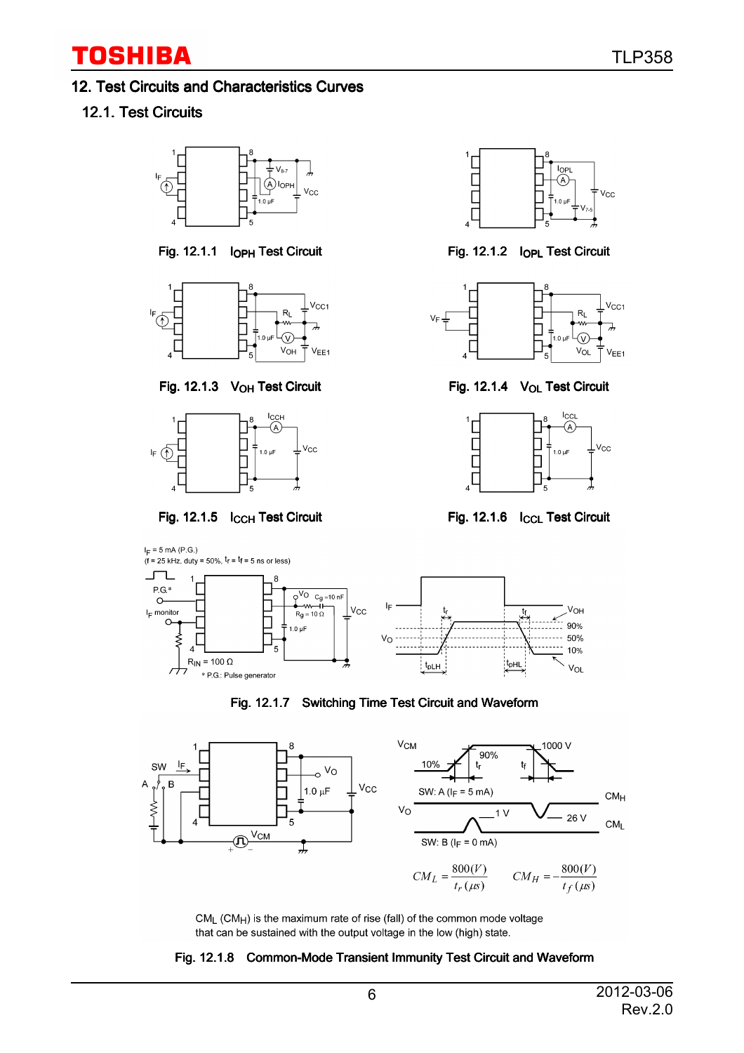## 12. Test Circuits and Characteristics Curves

### 12.1. Test Circuits

Fig. 12.1.1 $I_{OPH}$ Test Circuit

Fig. 12.1.2 $I_{OPL}$ Test Circuit

Fig. 12.1.3 $V_{OH}$ Test Circuit

Fig. 12.1.4 $V_{OL}$ Test Circuit

Fig. 12.1.5 $I_{CCH}$ Test Circuit

Fig. 12.1.6 $I_{CCL}$ Test Circuit

$I_F$ = 5 mA (P.G.)
(f = 25 kHz, duty = 50%, $t_r$ = $t_f$ = 5 ns or less)

* P.G.: Pulse generator

Fig. 12.1.7 Switching Time Test Circuit and Waveform

$$CM_L = \frac{800(V)}{t_r(\mu s)} \qquad CM_H = -\frac{800(V)}{t_f(\mu s)}$$

$CM_L$ ($CM_H$) is the maximum rate of rise (fall) of the common mode voltage that can be sustained with the output voltage in the low (high) state.

Fig. 12.1.8 Common-Mode Transient Immunity Test Circuit and Waveform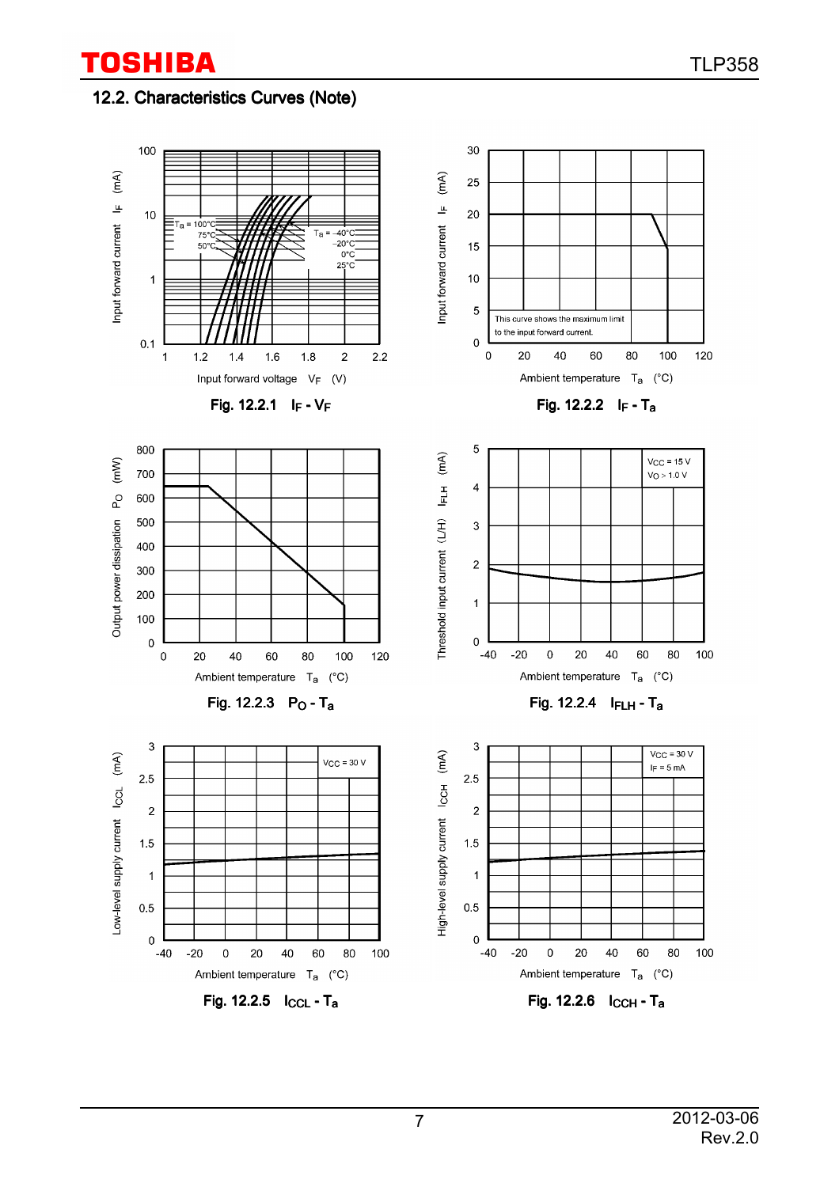## 12.2. Characteristics Curves (Note)

Input forward current $I_F$ (mA)

$T_a$ = 100°C, 75°C, 50°C

$T_a$ = -40°C, -20°C, 0°C, 25°C

Input forward voltage $V_F$ (V)

Fig. 12.2.1 $I_F$ - $V_F$

Input forward current $I_F$ (mA)

This curve shows the maximum limit to the input forward current.

Ambient temperature $T_a$ (°C)

Fig. 12.2.2 $I_F$ - $T_a$

Output power dissipation $P_O$ (mW)

Ambient temperature $T_a$ (°C)

Fig. 12.2.3 $P_O$ - $T_a$

Threshold input current (L/H) $I_{FLH}$ (mA)

$V_{CC}$ = 15 V

$V_O$ > 1.0 V

Ambient temperature $T_a$ (°C)

Fig. 12.2.4 $I_{FLH}$ - $T_a$

Low-level supply current $I_{CCL}$ (mA)

$V_{CC}$ = 30 V

Ambient temperature $T_a$ (°C)

Fig. 12.2.5 $I_{CCL}$ - $T_a$

High-level supply current $I_{CCH}$ (mA)

$V_{CC}$ = 30 V

$I_F$ = 5 mA

Ambient temperature $T_a$ (°C)

Fig. 12.2.6 $I_{CCH}$ - $T_a$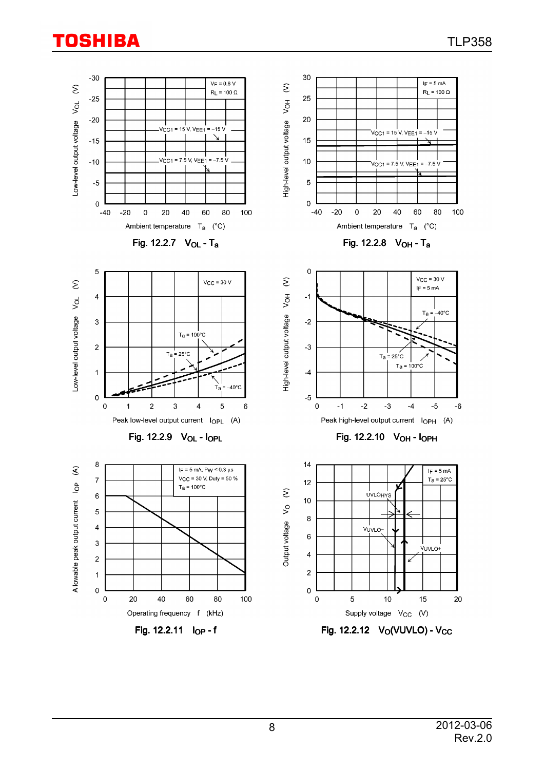Fig. 12.2.7 $V_{OL}$ - $T_a$

Fig. 12.2.8 $V_{OH}$ - $T_a$

Fig. 12.2.9 $V_{OL}$ - $I_{OPL}$

Fig. 12.2.10 $V_{OH}$ - $I_{OPH}$

Fig. 12.2.11 $I_{OP}$ - f

Fig. 12.2.12 $V_O$(VUVLO) - $V_{CC}$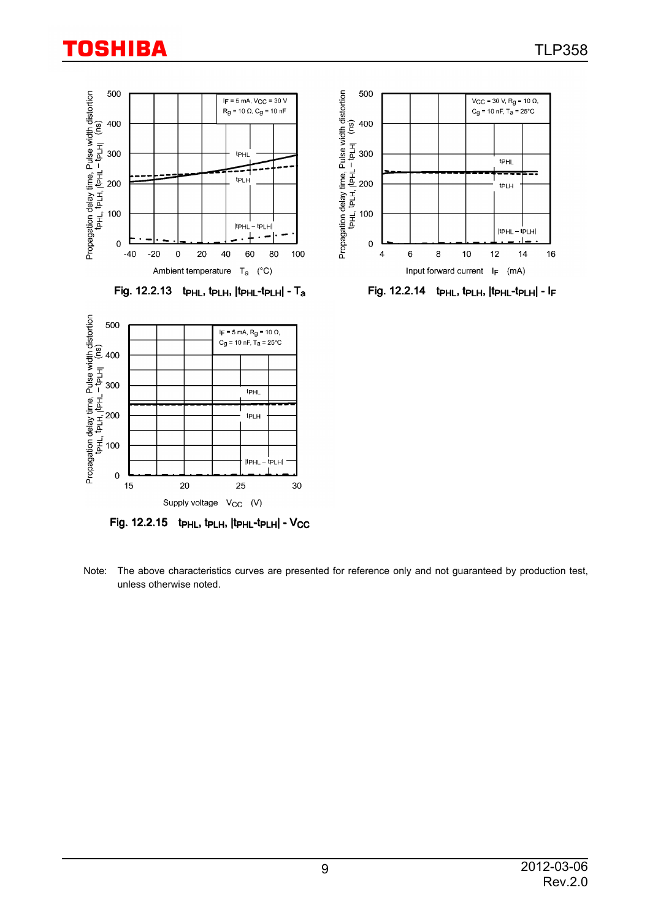Fig. 12.2.13 $t_{PHL}$, $t_{PLH}$, $|t_{PHL}-t_{PLH}|$ - $T_a$

Fig. 12.2.14 $t_{PHL}$, $t_{PLH}$, $|t_{PHL}-t_{PLH}|$ - $I_F$

Fig. 12.2.15 $t_{PHL}$, $t_{PLH}$, $|t_{PHL}-t_{PLH}|$ - $V_{CC}$

Note: The above characteristics curves are presented for reference only and not guaranteed by production test, unless otherwise noted.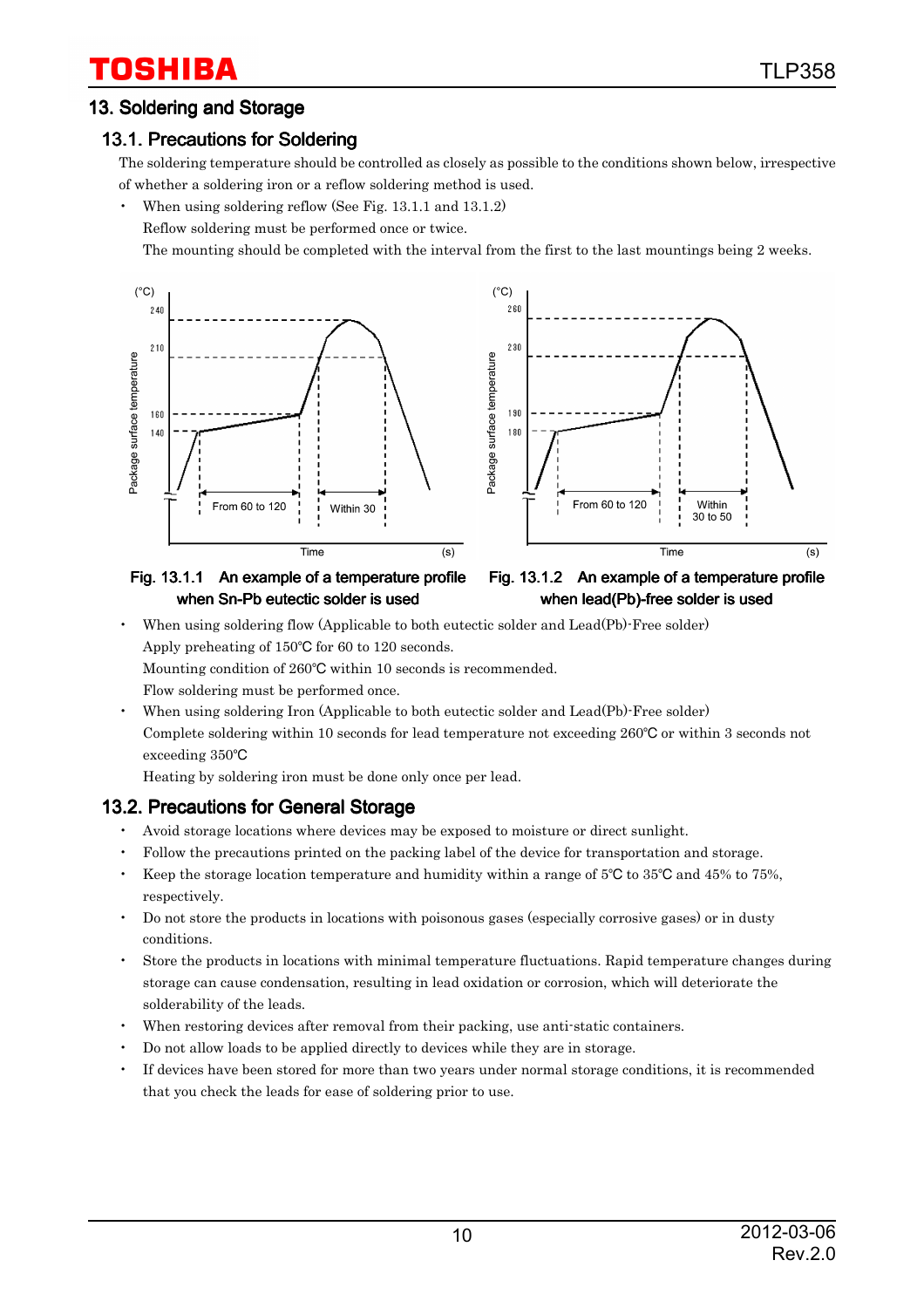## 13. Soldering and Storage

### 13.1. Precautions for Soldering

The soldering temperature should be controlled as closely as possible to the conditions shown below, irrespective of whether a soldering iron or a reflow soldering method is used.

- When using soldering reflow (See Fig. 13.1.1 and 13.1.2)
  Reflow soldering must be performed once or twice.
  The mounting should be completed with the interval from the first to the last mountings being 2 weeks.

Fig. 13.1.1 An example of a temperature profile when Sn-Pb eutectic solder is used

Fig. 13.1.2 An example of a temperature profile when lead(Pb)-free solder is used

- When using soldering flow (Applicable to both eutectic solder and Lead(Pb)-Free solder)
  Apply preheating of 150℃ for 60 to 120 seconds.
  Mounting condition of 260℃ within 10 seconds is recommended.
  Flow soldering must be performed once.
- When using soldering Iron (Applicable to both eutectic solder and Lead(Pb)-Free solder)
  Complete soldering within 10 seconds for lead temperature not exceeding 260℃ or within 3 seconds not exceeding 350℃
  Heating by soldering iron must be done only once per lead.

### 13.2. Precautions for General Storage

- Avoid storage locations where devices may be exposed to moisture or direct sunlight.
- Follow the precautions printed on the packing label of the device for transportation and storage.
- Keep the storage location temperature and humidity within a range of 5℃ to 35℃ and 45% to 75%, respectively.
- Do not store the products in locations with poisonous gases (especially corrosive gases) or in dusty conditions.
- Store the products in locations with minimal temperature fluctuations. Rapid temperature changes during storage can cause condensation, resulting in lead oxidation or corrosion, which will deteriorate the solderability of the leads.
- When restoring devices after removal from their packing, use anti-static containers.
- Do not allow loads to be applied directly to devices while they are in storage.
- If devices have been stored for more than two years under normal storage conditions, it is recommended that you check the leads for ease of soldering prior to use.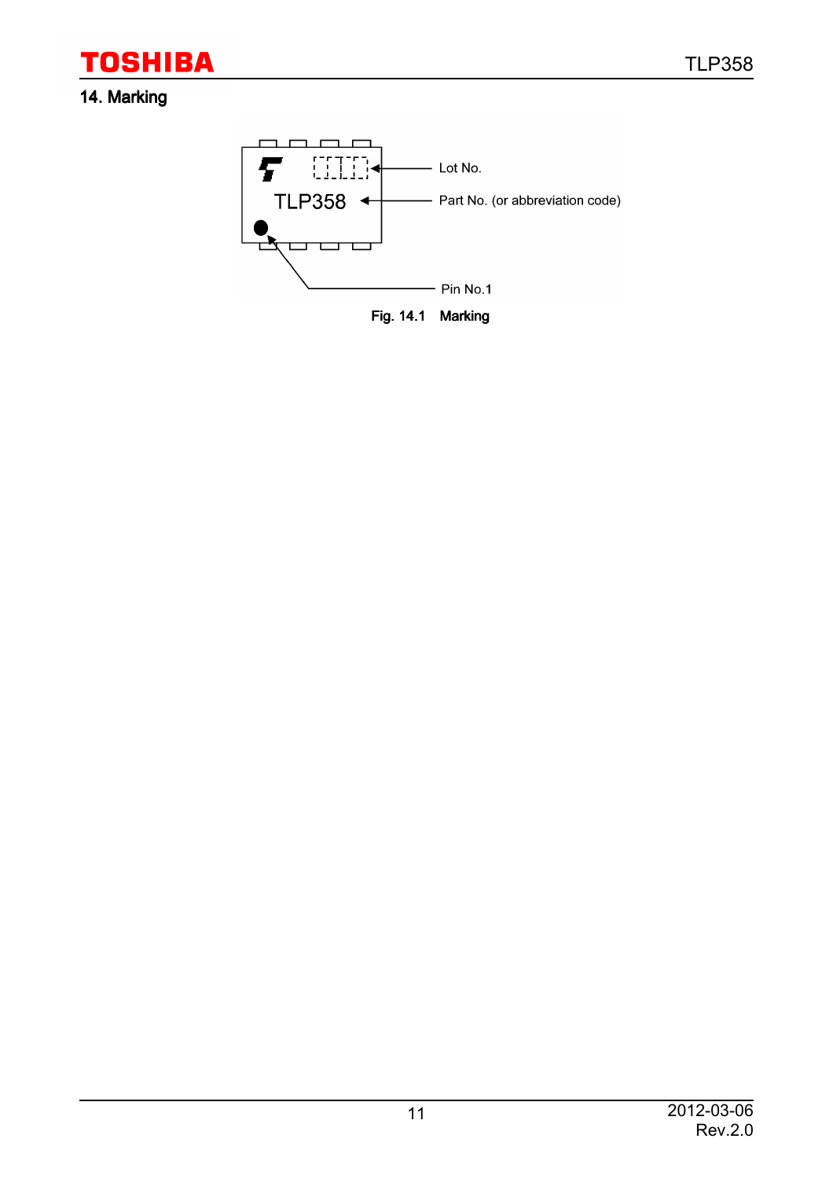## 14. Marking

Lot No.

TLP358

Part No. (or abbreviation code)

Pin No.1

Fig. 14.1 Marking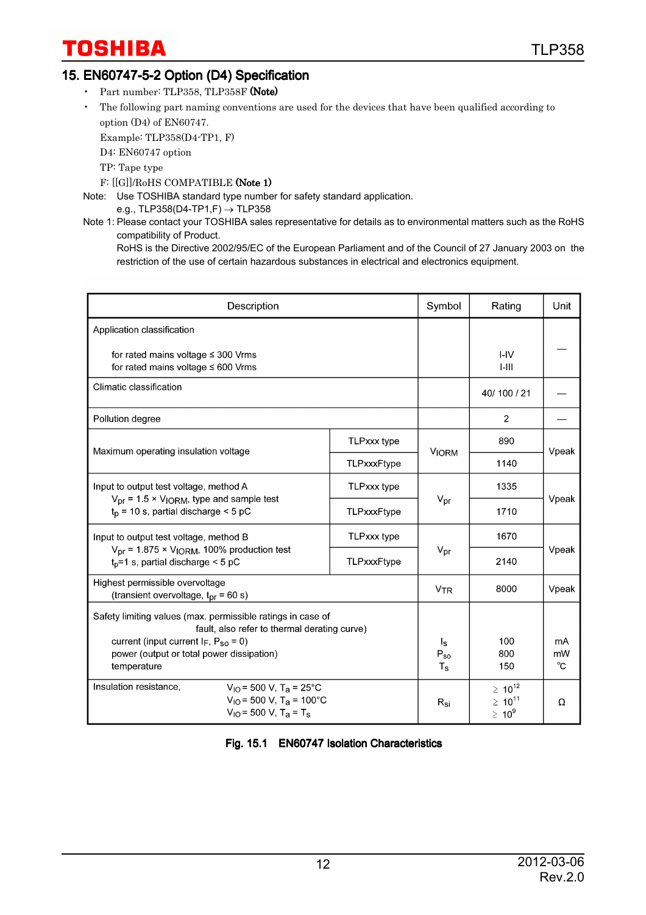## 15. EN60747-5-2 Option (D4) Specification

- Part number: TLP358, TLP358F **(Note)**
- The following part naming conventions are used for the devices that have been qualified according to option (D4) of EN60747.

  Example: TLP358(D4-TP1, F)

  D4: EN60747 option

  TP: Tape type

  F: [[G]]/RoHS COMPATIBLE **(Note 1)**

Note: Use TOSHIBA standard type number for safety standard application.
e.g., TLP358(D4-TP1,F) → TLP358

Note 1: Please contact your TOSHIBA sales representative for details as to environmental matters such as the RoHS compatibility of Product.
RoHS is the Directive 2002/95/EC of the European Parliament and of the Council of 27 January 2003 on the restriction of the use of certain hazardous substances in electrical and electronics equipment.

| Description | | Symbol | Rating | Unit |
|---|---|---|---|---|
| Application classification<br>for rated mains voltage ≤ 300 Vrms<br>for rated mains voltage ≤ 600 Vrms | | | I-IV<br>I-III | — |
| Climatic classification | | | 40/ 100 / 21 | — |
| Pollution degree | | | 2 | — |
| Maximum operating insulation voltage | TLPxxx type | $V_{IORM}$ | 890 | Vpeak |
| | TLPxxxFtype | | 1140 | |
| Input to output test voltage, method A<br>$V_{pr}$ = 1.5 × $V_{IORM}$, type and sample test<br>$t_p$ = 10 s, partial discharge < 5 pC | TLPxxx type | $V_{pr}$ | 1335 | Vpeak |
| | TLPxxxFtype | | 1710 | |
| Input to output test voltage, method B<br>$V_{pr}$ = 1.875 × $V_{IORM}$, 100% production test<br>$t_p$=1 s, partial discharge < 5 pC | TLPxxx type | $V_{pr}$ | 1670 | Vpeak |
| | TLPxxxFtype | | 2140 | |
| Highest permissible overvoltage<br>(transient overvoltage, $t_{pr}$ = 60 s) | | $V_{TR}$ | 8000 | Vpeak |
| Safety limiting values (max. permissible ratings in case of fault, also refer to thermal derating curve)<br>current (input current $I_F$, $P_{so}$ = 0)<br>power (output or total power dissipation)<br>temperature | | $I_s$<br>$P_{so}$<br>$T_s$ | 100<br>800<br>150 | mA<br>mW<br>°C |
| Insulation resistance, $V_{IO}$ = 500 V, $T_a$ = 25°C<br>$V_{IO}$ = 500 V, $T_a$ = 100°C<br>$V_{IO}$ = 500 V, $T_a$ = $T_s$ | | $R_{si}$ | $\geq 10^{12}$<br>$\geq 10^{11}$<br>$\geq 10^{9}$ | Ω |

**Fig. 15.1 EN60747 Isolation Characteristics**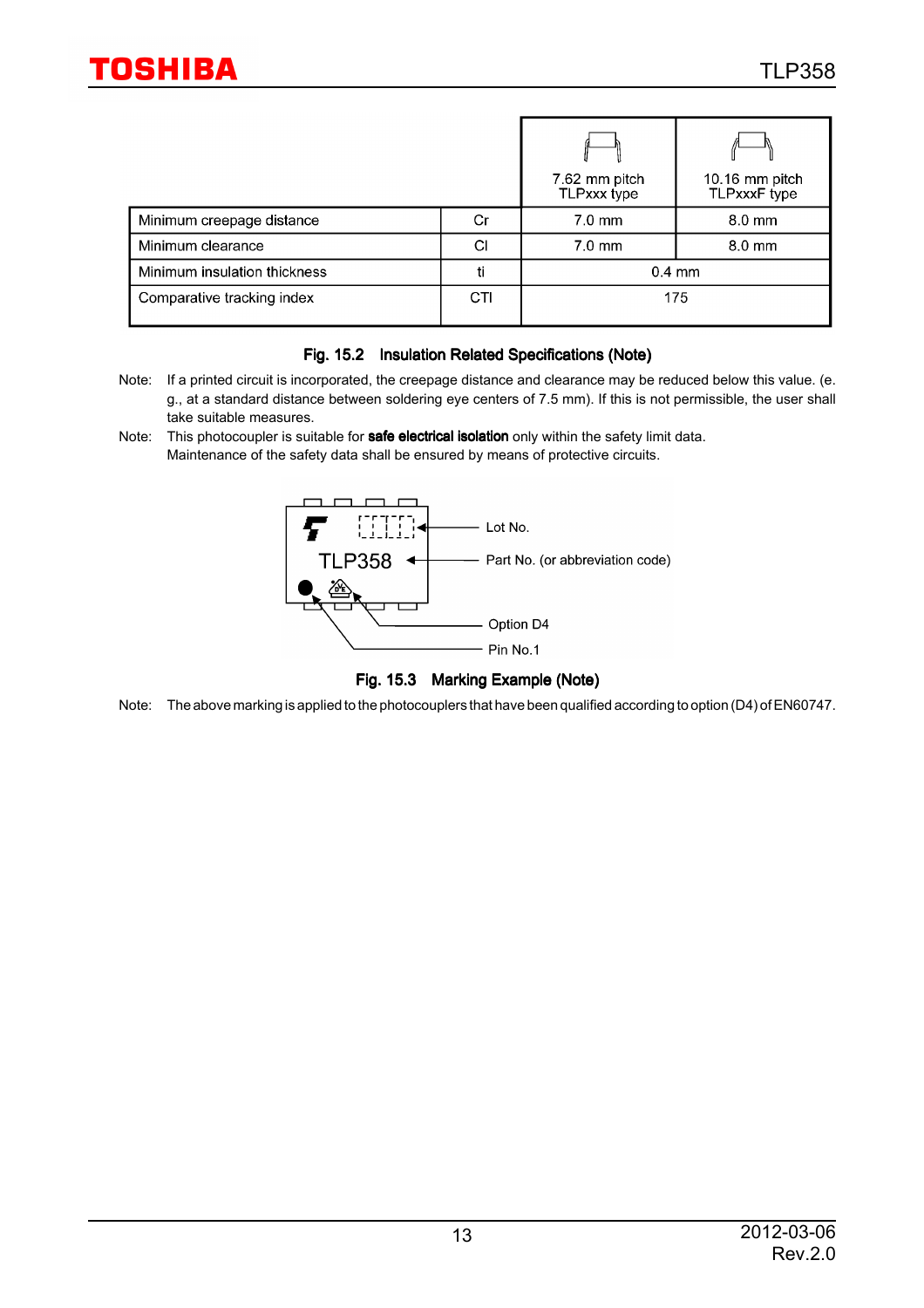| | | 7.62 mm pitch TLPxxx type | 10.16 mm pitch TLPxxxF type |
|---|---|---|---|
| Minimum creepage distance | Cr | 7.0 mm | 8.0 mm |
| Minimum clearance | Cl | 7.0 mm | 8.0 mm |
| Minimum insulation thickness | ti | 0.4 mm | |
| Comparative tracking index | CTI | 175 | |

**Fig. 15.2 Insulation Related Specifications (Note)**

Note: If a printed circuit is incorporated, the creepage distance and clearance may be reduced below this value. (e. g., at a standard distance between soldering eye centers of 7.5 mm). If this is not permissible, the user shall take suitable measures.

Note: This photocoupler is suitable for **safe electrical isolation** only within the safety limit data. Maintenance of the safety data shall be ensured by means of protective circuits.

TLP358

Lot No.

Part No. (or abbreviation code)

Option D4

Pin No.1

**Fig. 15.3 Marking Example (Note)**

Note: The above marking is applied to the photocouplers that have been qualified according to option (D4) of EN60747.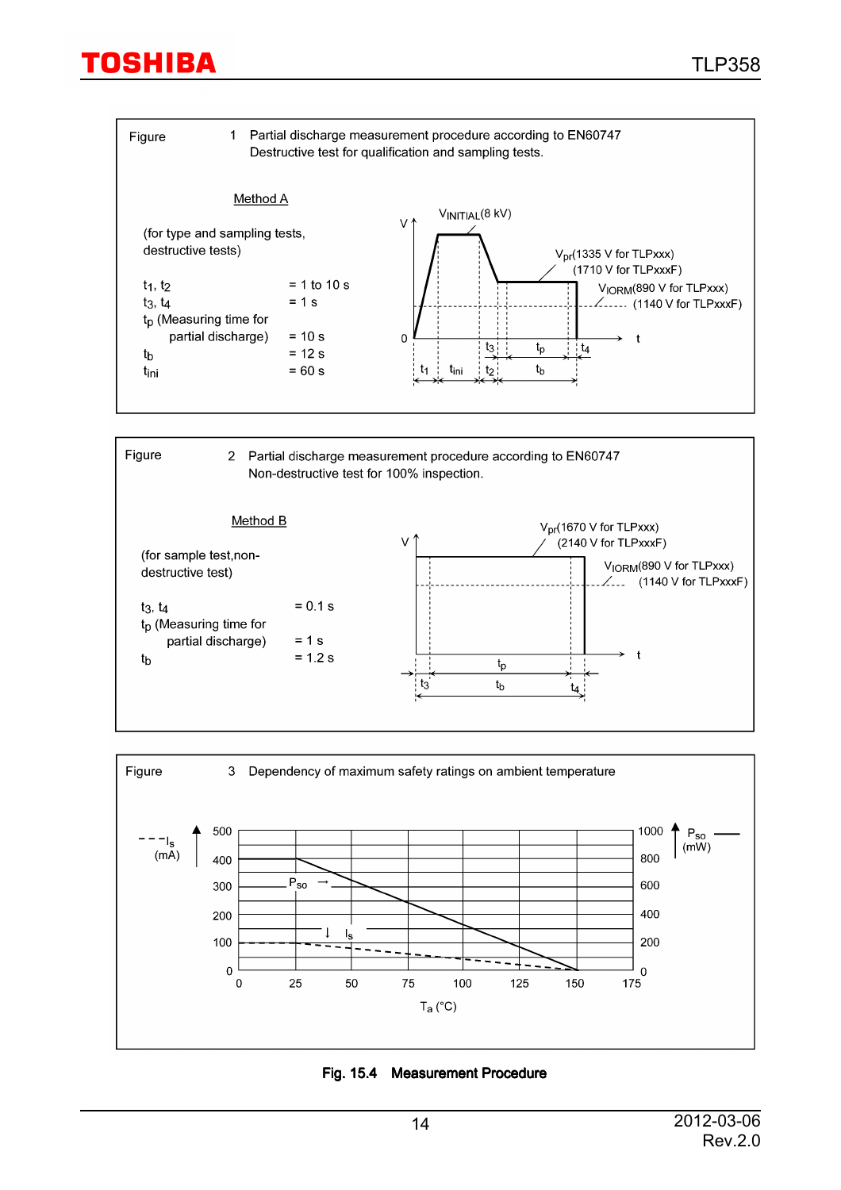**Figure 1** Partial discharge measurement procedure according to EN60747
Destructive test for qualification and sampling tests.

Method A

(for type and sampling tests, destructive tests)

| | |
|---|---|
| $t_1$, $t_2$ | = 1 to 10 s |
| $t_3$, $t_4$ | = 1 s |
| $t_p$ (Measuring time for partial discharge) | = 10 s |
| $t_b$ | = 12 s |
| $t_{ini}$ | = 60 s |

$V_{INITIAL}$ (8 kV)
$V_{pr}$ (1335 V for TLPxxx) (1710 V for TLPxxxF)
$V_{IORM}$ (890 V for TLPxxx) (1140 V for TLPxxxF)

**Figure 2** Partial discharge measurement procedure according to EN60747
Non-destructive test for 100% inspection.

Method B

(for sample test, non-destructive test)

| | |
|---|---|
| $t_3$, $t_4$ | = 0.1 s |
| $t_p$ (Measuring time for partial discharge) | = 1 s |
| $t_b$ | = 1.2 s |

$V_{pr}$ (1670 V for TLPxxx) (2140 V for TLPxxxF)
$V_{IORM}$ (890 V for TLPxxx) (1140 V for TLPxxxF)

**Figure 3** Dependency of maximum safety ratings on ambient temperature

**Fig. 15.4 Measurement Procedure**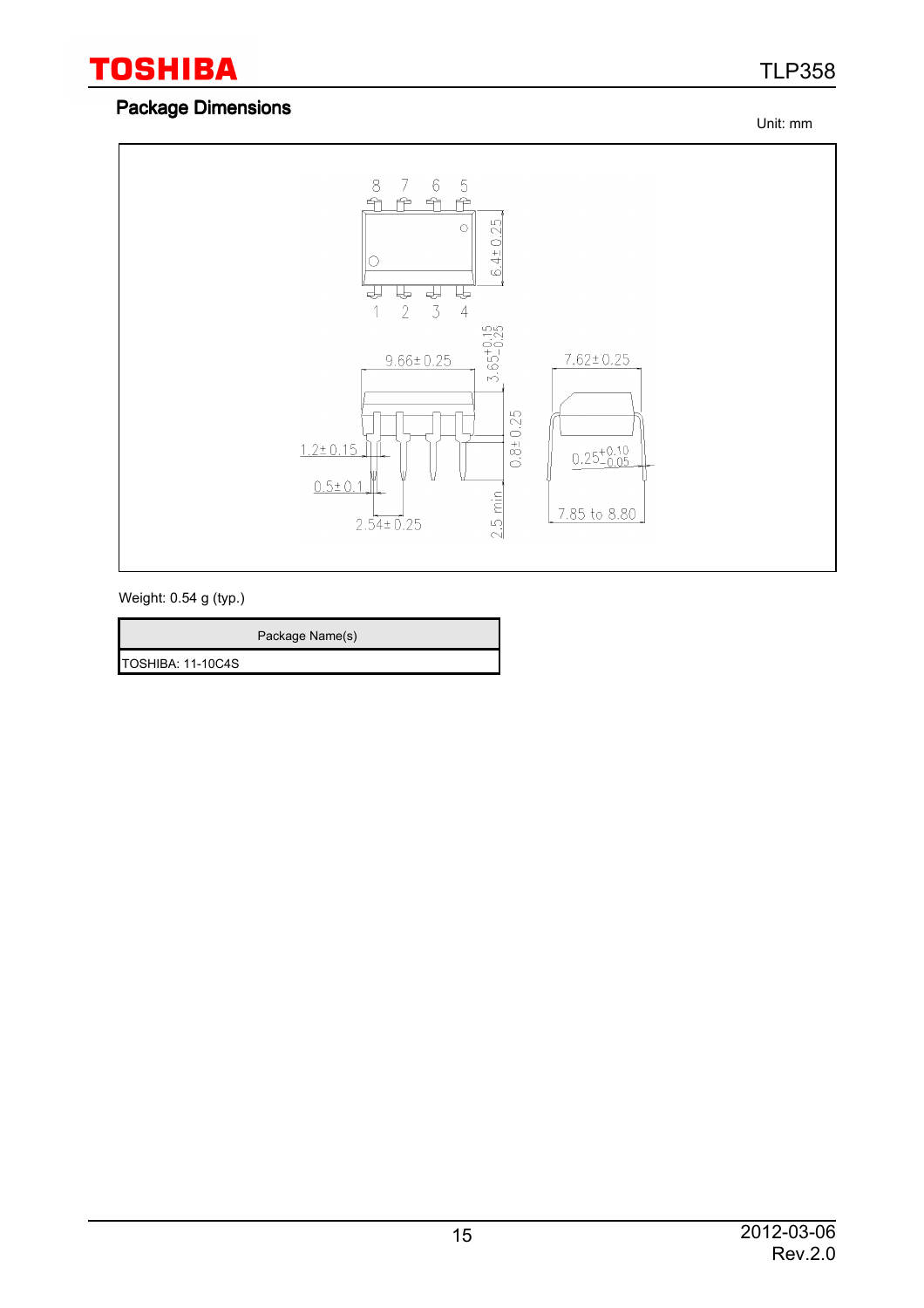## Package Dimensions

Unit: mm

Weight: 0.54 g (typ.)

| Package Name(s) |
| --- |
| TOSHIBA: 11-10C4S |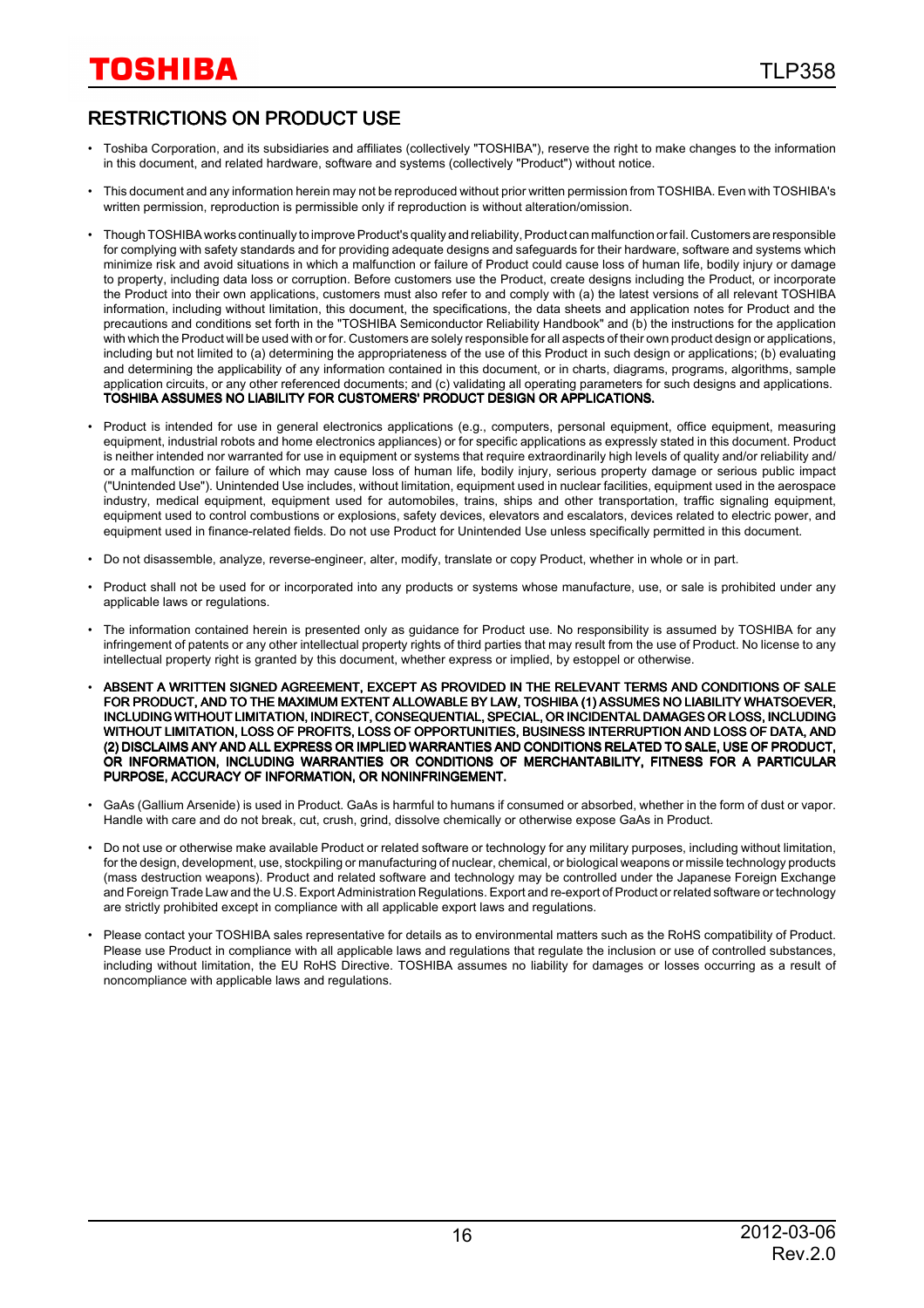## RESTRICTIONS ON PRODUCT USE

- Toshiba Corporation, and its subsidiaries and affiliates (collectively "TOSHIBA"), reserve the right to make changes to the information in this document, and related hardware, software and systems (collectively "Product") without notice.

- This document and any information herein may not be reproduced without prior written permission from TOSHIBA. Even with TOSHIBA's written permission, reproduction is permissible only if reproduction is without alteration/omission.

- Though TOSHIBA works continually to improve Product's quality and reliability, Product can malfunction or fail. Customers are responsible for complying with safety standards and for providing adequate designs and safeguards for their hardware, software and systems which minimize risk and avoid situations in which a malfunction or failure of Product could cause loss of human life, bodily injury or damage to property, including data loss or corruption. Before customers use the Product, create designs including the Product, or incorporate the Product into their own applications, customers must also refer to and comply with (a) the latest versions of all relevant TOSHIBA information, including without limitation, this document, the specifications, the data sheets and application notes for Product and the precautions and conditions set forth in the "TOSHIBA Semiconductor Reliability Handbook" and (b) the instructions for the application with which the Product will be used with or for. Customers are solely responsible for all aspects of their own product design or applications, including but not limited to (a) determining the appropriateness of the use of this Product in such design or applications; (b) evaluating and determining the applicability of any information contained in this document, or in charts, diagrams, programs, algorithms, sample application circuits, or any other referenced documents; and (c) validating all operating parameters for such designs and applications. **TOSHIBA ASSUMES NO LIABILITY FOR CUSTOMERS' PRODUCT DESIGN OR APPLICATIONS.**

- Product is intended for use in general electronics applications (e.g., computers, personal equipment, office equipment, measuring equipment, industrial robots and home electronics appliances) or for specific applications as expressly stated in this document. Product is neither intended nor warranted for use in equipment or systems that require extraordinarily high levels of quality and/or reliability and/or a malfunction or failure of which may cause loss of human life, bodily injury, serious property damage or serious public impact ("Unintended Use"). Unintended Use includes, without limitation, equipment used in nuclear facilities, equipment used in the aerospace industry, medical equipment, equipment used for automobiles, trains, ships and other transportation, traffic signaling equipment, equipment used to control combustions or explosions, safety devices, elevators and escalators, devices related to electric power, and equipment used in finance-related fields. Do not use Product for Unintended Use unless specifically permitted in this document.

- Do not disassemble, analyze, reverse-engineer, alter, modify, translate or copy Product, whether in whole or in part.

- Product shall not be used for or incorporated into any products or systems whose manufacture, use, or sale is prohibited under any applicable laws or regulations.

- The information contained herein is presented only as guidance for Product use. No responsibility is assumed by TOSHIBA for any infringement of patents or any other intellectual property rights of third parties that may result from the use of Product. No license to any intellectual property right is granted by this document, whether express or implied, by estoppel or otherwise.

- **ABSENT A WRITTEN SIGNED AGREEMENT, EXCEPT AS PROVIDED IN THE RELEVANT TERMS AND CONDITIONS OF SALE FOR PRODUCT, AND TO THE MAXIMUM EXTENT ALLOWABLE BY LAW, TOSHIBA (1) ASSUMES NO LIABILITY WHATSOEVER, INCLUDING WITHOUT LIMITATION, INDIRECT, CONSEQUENTIAL, SPECIAL, OR INCIDENTAL DAMAGES OR LOSS, INCLUDING WITHOUT LIMITATION, LOSS OF PROFITS, LOSS OF OPPORTUNITIES, BUSINESS INTERRUPTION AND LOSS OF DATA, AND (2) DISCLAIMS ANY AND ALL EXPRESS OR IMPLIED WARRANTIES AND CONDITIONS RELATED TO SALE, USE OF PRODUCT, OR INFORMATION, INCLUDING WARRANTIES OR CONDITIONS OF MERCHANTABILITY, FITNESS FOR A PARTICULAR PURPOSE, ACCURACY OF INFORMATION, OR NONINFRINGEMENT.**

- GaAs (Gallium Arsenide) is used in Product. GaAs is harmful to humans if consumed or absorbed, whether in the form of dust or vapor. Handle with care and do not break, cut, crush, grind, dissolve chemically or otherwise expose GaAs in Product.

- Do not use or otherwise make available Product or related software or technology for any military purposes, including without limitation, for the design, development, use, stockpiling or manufacturing of nuclear, chemical, or biological weapons or missile technology products (mass destruction weapons). Product and related software and technology may be controlled under the Japanese Foreign Exchange and Foreign Trade Law and the U.S. Export Administration Regulations. Export and re-export of Product or related software or technology are strictly prohibited except in compliance with all applicable export laws and regulations.

- Please contact your TOSHIBA sales representative for details as to environmental matters such as the RoHS compatibility of Product. Please use Product in compliance with all applicable laws and regulations that regulate the inclusion or use of controlled substances, including without limitation, the EU RoHS Directive. TOSHIBA assumes no liability for damages or losses occurring as a result of noncompliance with applicable laws and regulations.